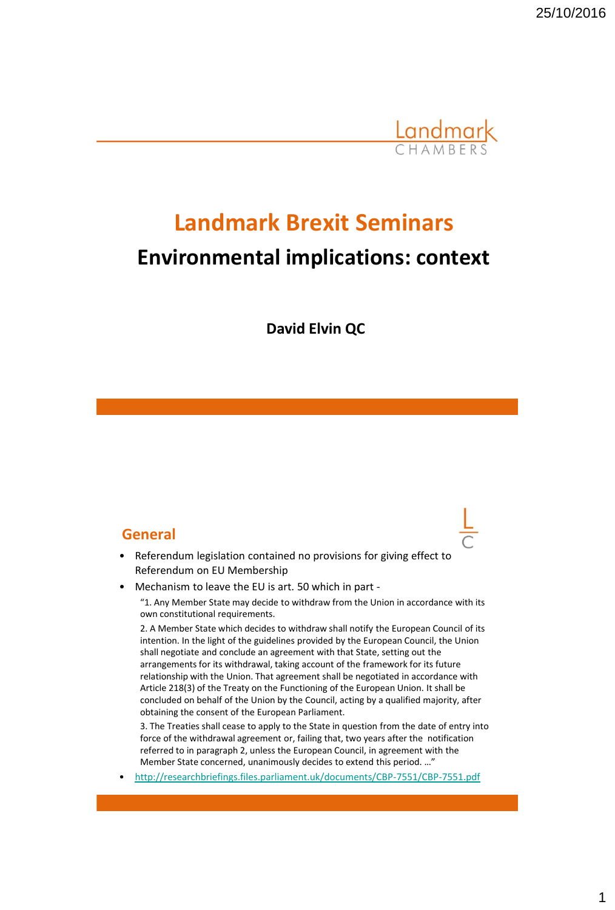Landmark CHAMBERS

# Landmark Brexit Seminars

## Environmental implications: context

**David Elvin QC**

## General

- Referendum legislation contained no provisions for giving effect to Referendum on EU Membership
- Mechanism to leave the EU is art. 50 which in part -

  "1. Any Member State may decide to withdraw from the Union in accordance with its own constitutional requirements.

  2. A Member State which decides to withdraw shall notify the European Council of its intention. In the light of the guidelines provided by the European Council, the Union shall negotiate and conclude an agreement with that State, setting out the arrangements for its withdrawal, taking account of the framework for its future relationship with the Union. That agreement shall be negotiated in accordance with Article 218(3) of the Treaty on the Functioning of the European Union. It shall be concluded on behalf of the Union by the Council, acting by a qualified majority, after obtaining the consent of the European Parliament.

  3. The Treaties shall cease to apply to the State in question from the date of entry into force of the withdrawal agreement or, failing that, two years after the notification referred to in paragraph 2, unless the European Council, in agreement with the Member State concerned, unanimously decides to extend this period. …"
- http://researchbriefings.files.parliament.uk/documents/CBP-7551/CBP-7551.pdf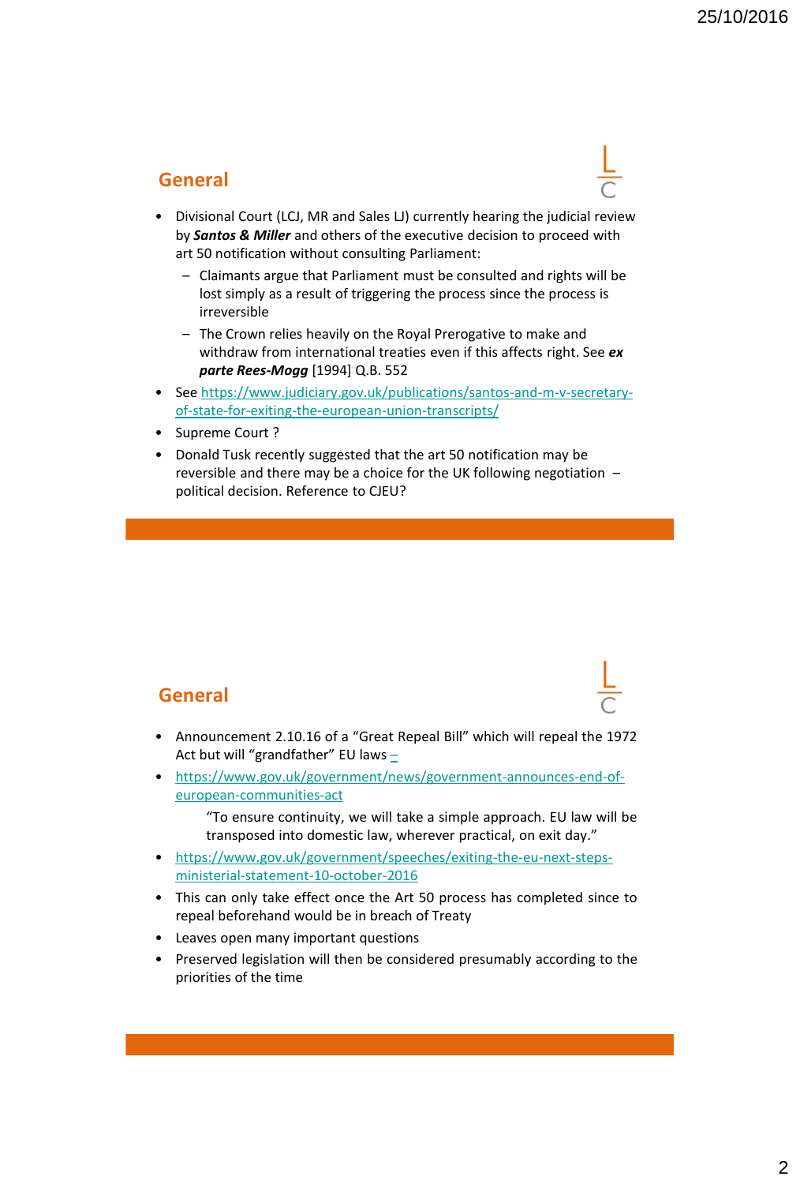## General

- Divisional Court (LCJ, MR and Sales LJ) currently hearing the judicial review by ***Santos & Miller*** and others of the executive decision to proceed with art 50 notification without consulting Parliament:
  - Claimants argue that Parliament must be consulted and rights will be lost simply as a result of triggering the process since the process is irreversible
  - The Crown relies heavily on the Royal Prerogative to make and withdraw from international treaties even if this affects right. See ***ex parte Rees-Mogg*** [1994] Q.B. 552
- See https://www.judiciary.gov.uk/publications/santos-and-m-v-secretary-of-state-for-exiting-the-european-union-transcripts/
- Supreme Court ?
- Donald Tusk recently suggested that the art 50 notification may be reversible and there may be a choice for the UK following negotiation – political decision. Reference to CJEU?

## General

- Announcement 2.10.16 of a "Great Repeal Bill" which will repeal the 1972 Act but will "grandfather" EU laws –
- https://www.gov.uk/government/news/government-announces-end-of-european-communities-act

  "To ensure continuity, we will take a simple approach. EU law will be transposed into domestic law, wherever practical, on exit day."
- https://www.gov.uk/government/speeches/exiting-the-eu-next-steps-ministerial-statement-10-october-2016
- This can only take effect once the Art 50 process has completed since to repeal beforehand would be in breach of Treaty
- Leaves open many important questions
- Preserved legislation will then be considered presumably according to the priorities of the time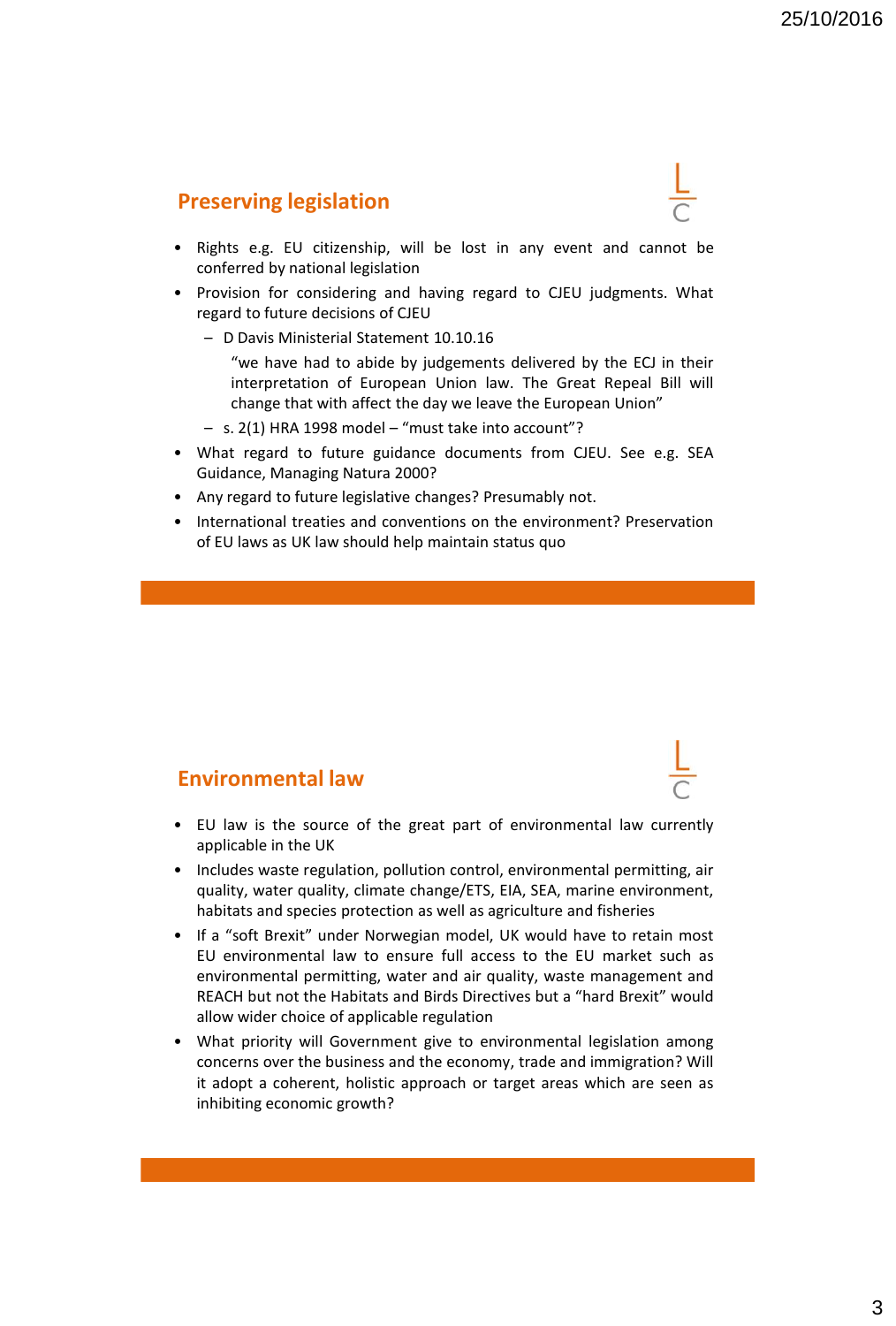## Preserving legislation

- Rights e.g. EU citizenship, will be lost in any event and cannot be conferred by national legislation
- Provision for considering and having regard to CJEU judgments. What regard to future decisions of CJEU
  - D Davis Ministerial Statement 10.10.16

    "we have had to abide by judgements delivered by the ECJ in their interpretation of European Union law. The Great Repeal Bill will change that with affect the day we leave the European Union"
  - s. 2(1) HRA 1998 model – "must take into account"?
- What regard to future guidance documents from CJEU. See e.g. SEA Guidance, Managing Natura 2000?
- Any regard to future legislative changes? Presumably not.
- International treaties and conventions on the environment? Preservation of EU laws as UK law should help maintain status quo

## Environmental law

- EU law is the source of the great part of environmental law currently applicable in the UK
- Includes waste regulation, pollution control, environmental permitting, air quality, water quality, climate change/ETS, EIA, SEA, marine environment, habitats and species protection as well as agriculture and fisheries
- If a "soft Brexit" under Norwegian model, UK would have to retain most EU environmental law to ensure full access to the EU market such as environmental permitting, water and air quality, waste management and REACH but not the Habitats and Birds Directives but a "hard Brexit" would allow wider choice of applicable regulation
- What priority will Government give to environmental legislation among concerns over the business and the economy, trade and immigration? Will it adopt a coherent, holistic approach or target areas which are seen as inhibiting economic growth?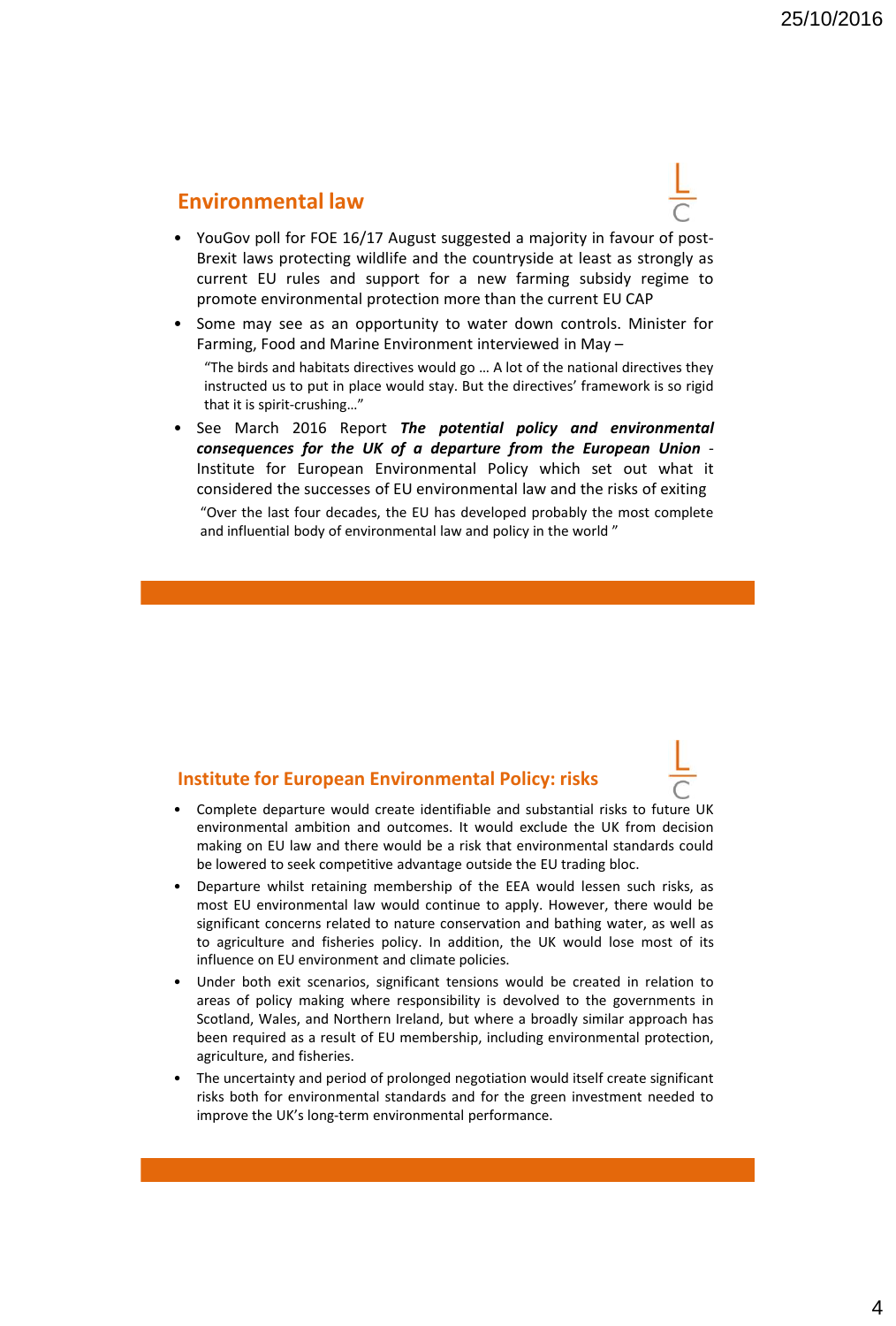## Environmental law

- YouGov poll for FOE 16/17 August suggested a majority in favour of post-Brexit laws protecting wildlife and the countryside at least as strongly as current EU rules and support for a new farming subsidy regime to promote environmental protection more than the current EU CAP
- Some may see as an opportunity to water down controls. Minister for Farming, Food and Marine Environment interviewed in May –

  "The birds and habitats directives would go … A lot of the national directives they instructed us to put in place would stay. But the directives' framework is so rigid that it is spirit-crushing…"
- See March 2016 Report ***The potential policy and environmental consequences for the UK of a departure from the European Union*** - Institute for European Environmental Policy which set out what it considered the successes of EU environmental law and the risks of exiting

  "Over the last four decades, the EU has developed probably the most complete and influential body of environmental law and policy in the world "

## Institute for European Environmental Policy: risks

- Complete departure would create identifiable and substantial risks to future UK environmental ambition and outcomes. It would exclude the UK from decision making on EU law and there would be a risk that environmental standards could be lowered to seek competitive advantage outside the EU trading bloc.
- Departure whilst retaining membership of the EEA would lessen such risks, as most EU environmental law would continue to apply. However, there would be significant concerns related to nature conservation and bathing water, as well as to agriculture and fisheries policy. In addition, the UK would lose most of its influence on EU environment and climate policies.
- Under both exit scenarios, significant tensions would be created in relation to areas of policy making where responsibility is devolved to the governments in Scotland, Wales, and Northern Ireland, but where a broadly similar approach has been required as a result of EU membership, including environmental protection, agriculture, and fisheries.
- The uncertainty and period of prolonged negotiation would itself create significant risks both for environmental standards and for the green investment needed to improve the UK's long-term environmental performance.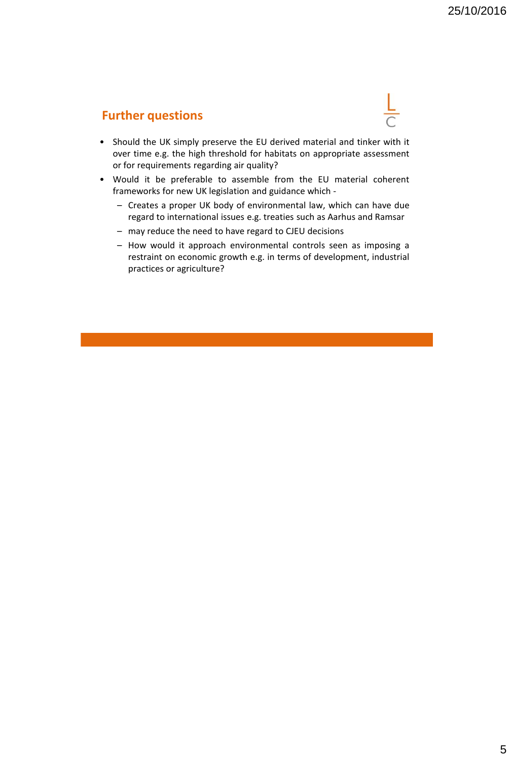## Further questions

- Should the UK simply preserve the EU derived material and tinker with it over time e.g. the high threshold for habitats on appropriate assessment or for requirements regarding air quality?
- Would it be preferable to assemble from the EU material coherent frameworks for new UK legislation and guidance which -
  - Creates a proper UK body of environmental law, which can have due regard to international issues e.g. treaties such as Aarhus and Ramsar
  - may reduce the need to have regard to CJEU decisions
  - How would it approach environmental controls seen as imposing a restraint on economic growth e.g. in terms of development, industrial practices or agriculture?